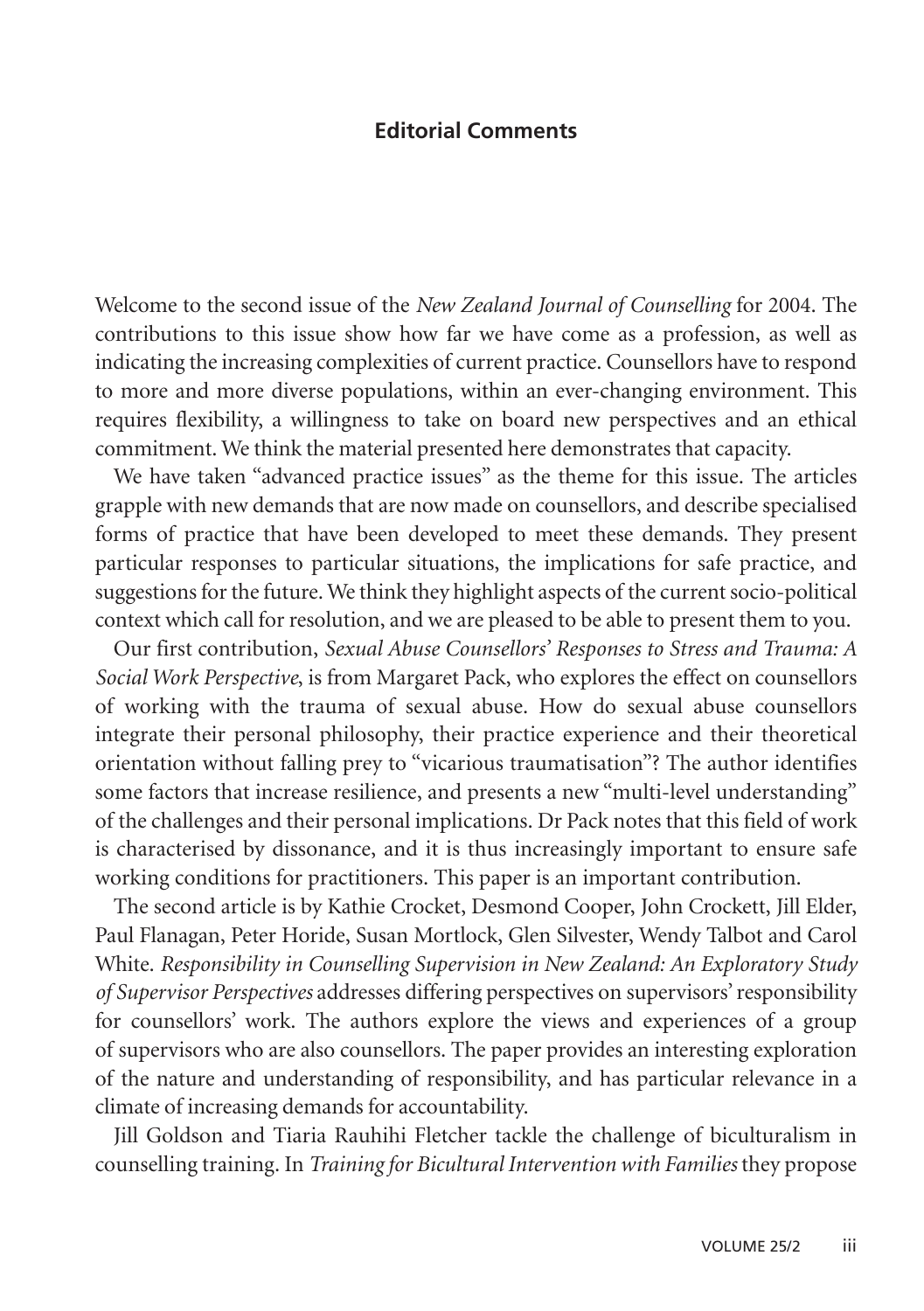## Editorial Comments

Welcome to the second issue of the *New Zealand Journal of Counselling* for 2004. The contributions to this issue show how far we have come as a profession, as well as indicating the increasing complexities of current practice. Counsellors have to respond to more and more diverse populations, within an ever-changing environment. This requires flexibility, a willingness to take on board new perspectives and an ethical commitment. We think the material presented here demonstrates that capacity.

We have taken "advanced practice issues" as the theme for this issue. The articles grapple with new demands that are now made on counsellors, and describe specialised forms of practice that have been developed to meet these demands. They present particular responses to particular situations, the implications for safe practice, and suggestions for the future. We think they highlight aspects of the current socio-political context which call for resolution, and we are pleased to be able to present them to you.

Our first contribution, *Sexual Abuse Counsellors' Responses to Stress and Trauma: A Social Work Perspective*, is from Margaret Pack, who explores the effect on counsellors of working with the trauma of sexual abuse. How do sexual abuse counsellors integrate their personal philosophy, their practice experience and their theoretical orientation without falling prey to "vicarious traumatisation"? The author identifies some factors that increase resilience, and presents a new "multi-level understanding" of the challenges and their personal implications. Dr Pack notes that this field of work is characterised by dissonance, and it is thus increasingly important to ensure safe working conditions for practitioners. This paper is an important contribution.

The second article is by Kathie Crocket, Desmond Cooper, John Crockett, Jill Elder, Paul Flanagan, Peter Horide, Susan Mortlock, Glen Silvester, Wendy Talbot and Carol White. *Responsibility in Counselling Supervision in New Zealand: An Exploratory Study of Supervisor Perspectives* addresses differing perspectives on supervisors' responsibility for counsellors' work. The authors explore the views and experiences of a group of supervisors who are also counsellors. The paper provides an interesting exploration of the nature and understanding of responsibility, and has particular relevance in a climate of increasing demands for accountability.

Jill Goldson and Tiaria Rauhihi Fletcher tackle the challenge of biculturalism in counselling training. In *Training for Bicultural Intervention with Families* they propose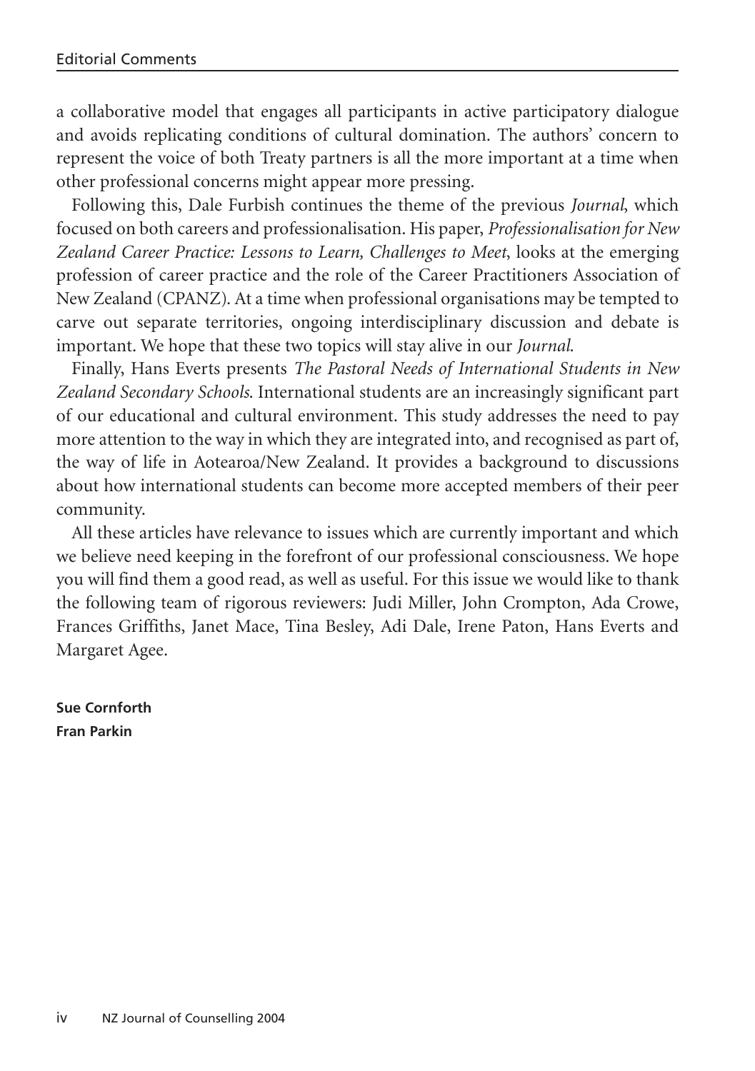a collaborative model that engages all participants in active participatory dialogue and avoids replicating conditions of cultural domination. The authors' concern to represent the voice of both Treaty partners is all the more important at a time when other professional concerns might appear more pressing.

Following this, Dale Furbish continues the theme of the previous *Journal*, which focused on both careers and professionalisation. His paper, *Professionalisation for New Zealand Career Practice: Lessons to Learn, Challenges to Meet*, looks at the emerging profession of career practice and the role of the Career Practitioners Association of New Zealand (CPANZ). At a time when professional organisations may be tempted to carve out separate territories, ongoing interdisciplinary discussion and debate is important. We hope that these two topics will stay alive in our *Journal*.

Finally, Hans Everts presents *The Pastoral Needs of International Students in New Zealand Secondary Schools*. International students are an increasingly significant part of our educational and cultural environment. This study addresses the need to pay more attention to the way in which they are integrated into, and recognised as part of, the way of life in Aotearoa/New Zealand. It provides a background to discussions about how international students can become more accepted members of their peer community.

All these articles have relevance to issues which are currently important and which we believe need keeping in the forefront of our professional consciousness. We hope you will find them a good read, as well as useful. For this issue we would like to thank the following team of rigorous reviewers: Judi Miller, John Crompton, Ada Crowe, Frances Griffiths, Janet Mace, Tina Besley, Adi Dale, Irene Paton, Hans Everts and Margaret Agee.

**Sue Cornforth**
**Fran Parkin**